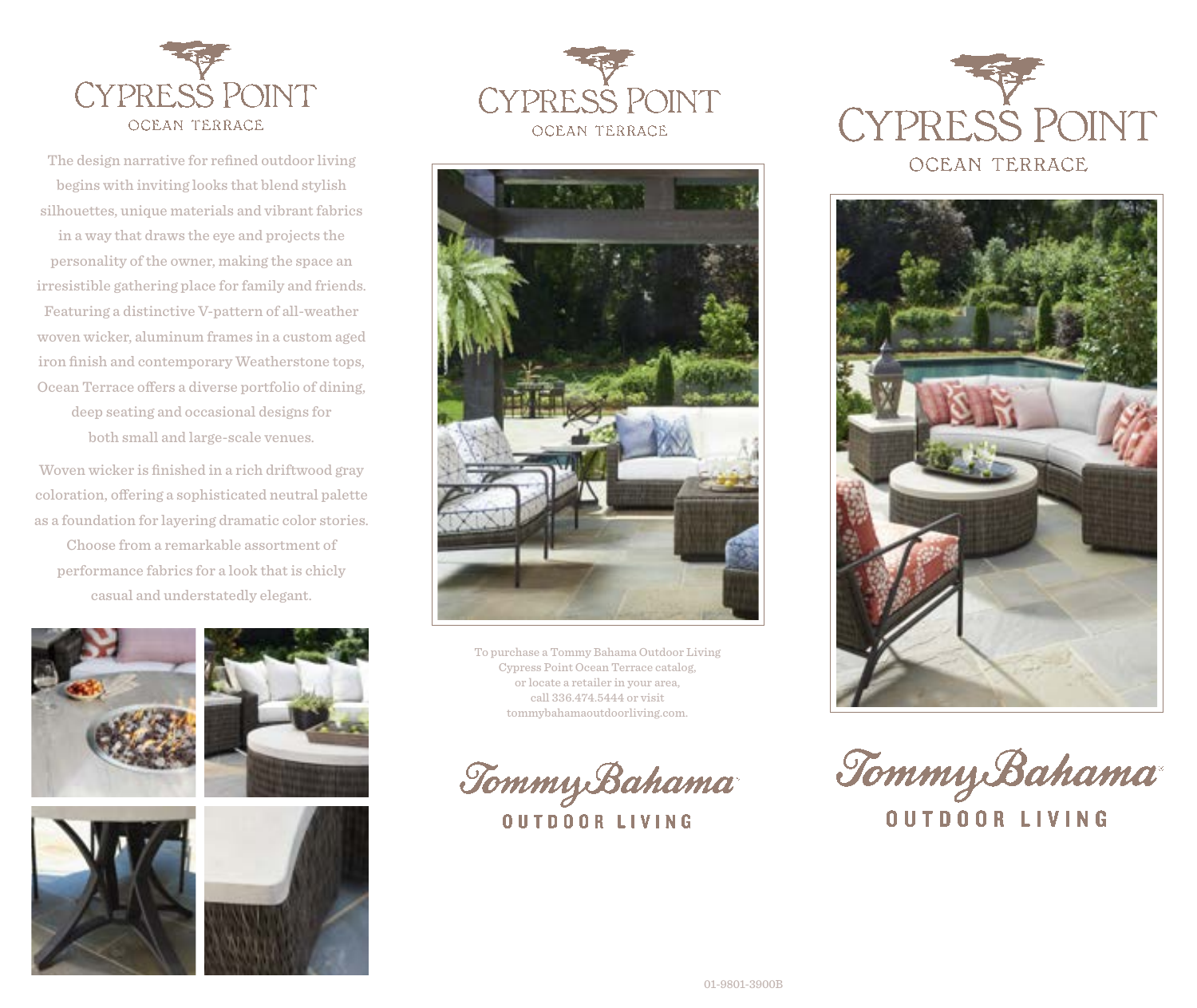# CYPRESS POINT
## OCEAN TERRACE

The design narrative for refined outdoor living begins with inviting looks that blend stylish silhouettes, unique materials and vibrant fabrics in a way that draws the eye and projects the personality of the owner, making the space an irresistible gathering place for family and friends. Featuring a distinctive V-pattern of all-weather woven wicker, aluminum frames in a custom aged iron finish and contemporary Weatherstone tops, Ocean Terrace offers a diverse portfolio of dining, deep seating and occasional designs for both small and large-scale venues.

Woven wicker is finished in a rich driftwood gray coloration, offering a sophisticated neutral palette as a foundation for layering dramatic color stories. Choose from a remarkable assortment of performance fabrics for a look that is chicly casual and understatedly elegant.

# CYPRESS POINT
## OCEAN TERRACE

To purchase a Tommy Bahama Outdoor Living Cypress Point Ocean Terrace catalog, or locate a retailer in your area, call 336.474.5444 or visit tommybahamaoutdoorliving.com.

Tommy Bahama
OUTDOOR LIVING

01-9801-3900B

# CYPRESS POINT
## OCEAN TERRACE

Tommy Bahama
OUTDOOR LIVING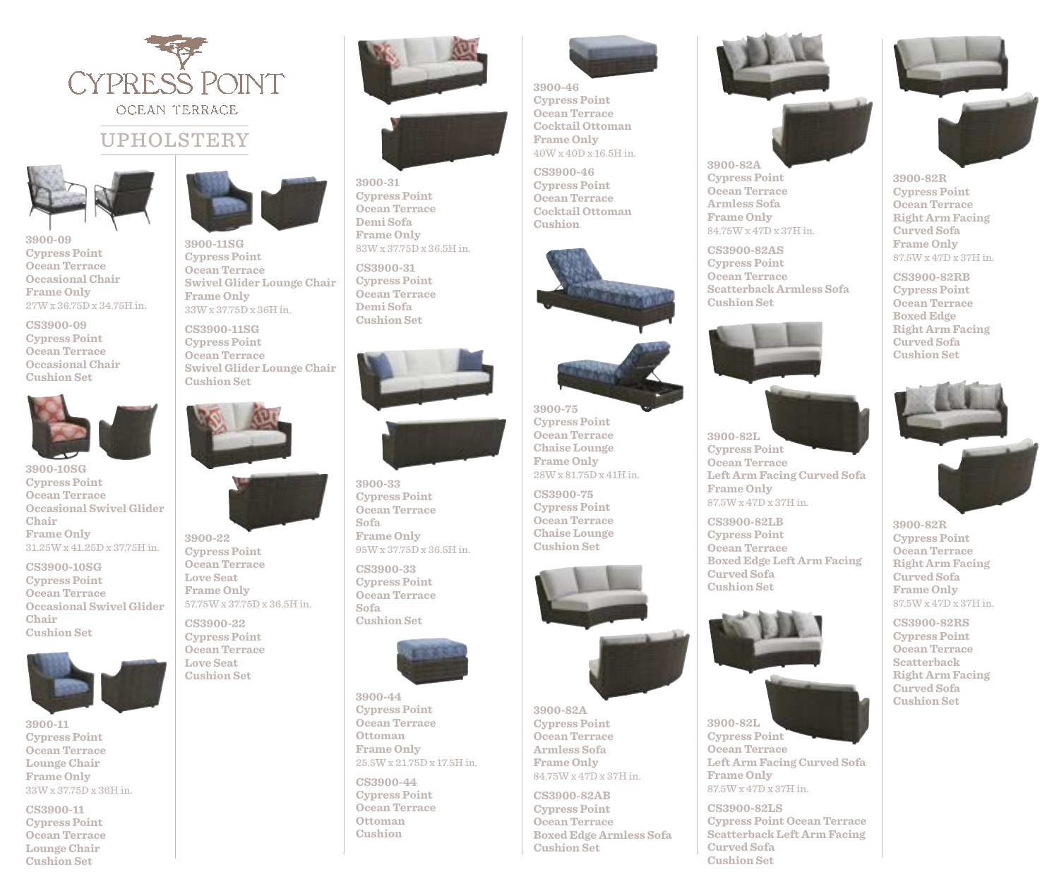# CYPRESS POINT

OCEAN TERRACE

## UPHOLSTERY

**3900-09**
**Cypress Point Ocean Terrace Occasional Chair Frame Only**
27W x 36.75D x 34.75H in.

**CS3900-09**
**Cypress Point Ocean Terrace Occasional Chair Cushion Set**

**3900-10SG**
**Cypress Point Ocean Terrace Occasional Swivel Glider Chair Frame Only**
31.25W x 41.25D x 37.75H in.

**CS3900-10SG**
**Cypress Point Ocean Terrace Occasional Swivel Glider Chair Cushion Set**

**3900-11**
**Cypress Point Ocean Terrace Lounge Chair Frame Only**
33W x 37.75D x 36H in.

**CS3900-11**
**Cypress Point Ocean Terrace Lounge Chair Cushion Set**

**3900-11SG**
**Cypress Point Ocean Terrace Swivel Glider Lounge Chair Frame Only**
33W x 37.75D x 36H in.

**CS3900-11SG**
**Cypress Point Ocean Terrace Swivel Glider Lounge Chair Cushion Set**

**3900-22**
**Cypress Point Ocean Terrace Love Seat Frame Only**
57.75W x 37.75D x 36.5H in.

**CS3900-22**
**Cypress Point Ocean Terrace Love Seat Cushion Set**

**3900-31**
**Cypress Point Ocean Terrace Demi Sofa Frame Only**
83W x 37.75D x 36.5H in.

**CS3900-31**
**Cypress Point Ocean Terrace Demi Sofa Cushion Set**

**3900-33**
**Cypress Point Ocean Terrace Sofa Frame Only**
95W x 37.75D x 36.5H in.

**CS3900-33**
**Cypress Point Ocean Terrace Sofa Cushion Set**

**3900-44**
**Cypress Point Ocean Terrace Ottoman Frame Only**
25.5W x 21.75D x 17.5H in.

**CS3900-44**
**Cypress Point Ocean Terrace Ottoman Cushion**

**3900-46**
**Cypress Point Ocean Terrace Cocktail Ottoman Frame Only**
40W x 40D x 16.5H in.

**CS3900-46**
**Cypress Point Ocean Terrace Cocktail Ottoman Cushion**

**3900-75**
**Cypress Point Ocean Terrace Chaise Lounge Frame Only**
28W x 81.75D x 41H in.

**CS3900-75**
**Cypress Point Ocean Terrace Chaise Lounge Cushion Set**

**3900-82A**
**Cypress Point Ocean Terrace Armless Sofa Frame Only**
84.75W x 47D x 37H in.

**CS3900-82AB**
**Cypress Point Ocean Terrace Boxed Edge Armless Sofa Cushion Set**

**3900-82A**
**Cypress Point Ocean Terrace Armless Sofa Frame Only**
84.75W x 47D x 37H in.

**CS3900-82AS**
**Cypress Point Ocean Terrace Scatterback Armless Sofa Cushion Set**

**3900-82L**
**Cypress Point Ocean Terrace Left Arm Facing Curved Sofa Frame Only**
87.5W x 47D x 37H in.

**CS3900-82LB**
**Cypress Point Ocean Terrace Boxed Edge Left Arm Facing Curved Sofa Cushion Set**

**3900-82L**
**Cypress Point Ocean Terrace Left Arm Facing Curved Sofa Frame Only**
87.5W x 47D x 37H in.

**CS3900-82LS**
**Cypress Point Ocean Terrace Scatterback Left Arm Facing Curved Sofa Cushion Set**

**3900-82R**
**Cypress Point Ocean Terrace Right Arm Facing Curved Sofa Frame Only**
87.5W x 47D x 37H in.

**CS3900-82RB**
**Cypress Point Ocean Terrace Boxed Edge Right Arm Facing Curved Sofa Cushion Set**

**3900-82R**
**Cypress Point Ocean Terrace Right Arm Facing Curved Sofa Frame Only**
87.5W x 47D x 37H in.

**CS3900-82RS**
**Cypress Point Ocean Terrace Scatterback Right Arm Facing Curved Sofa Cushion Set**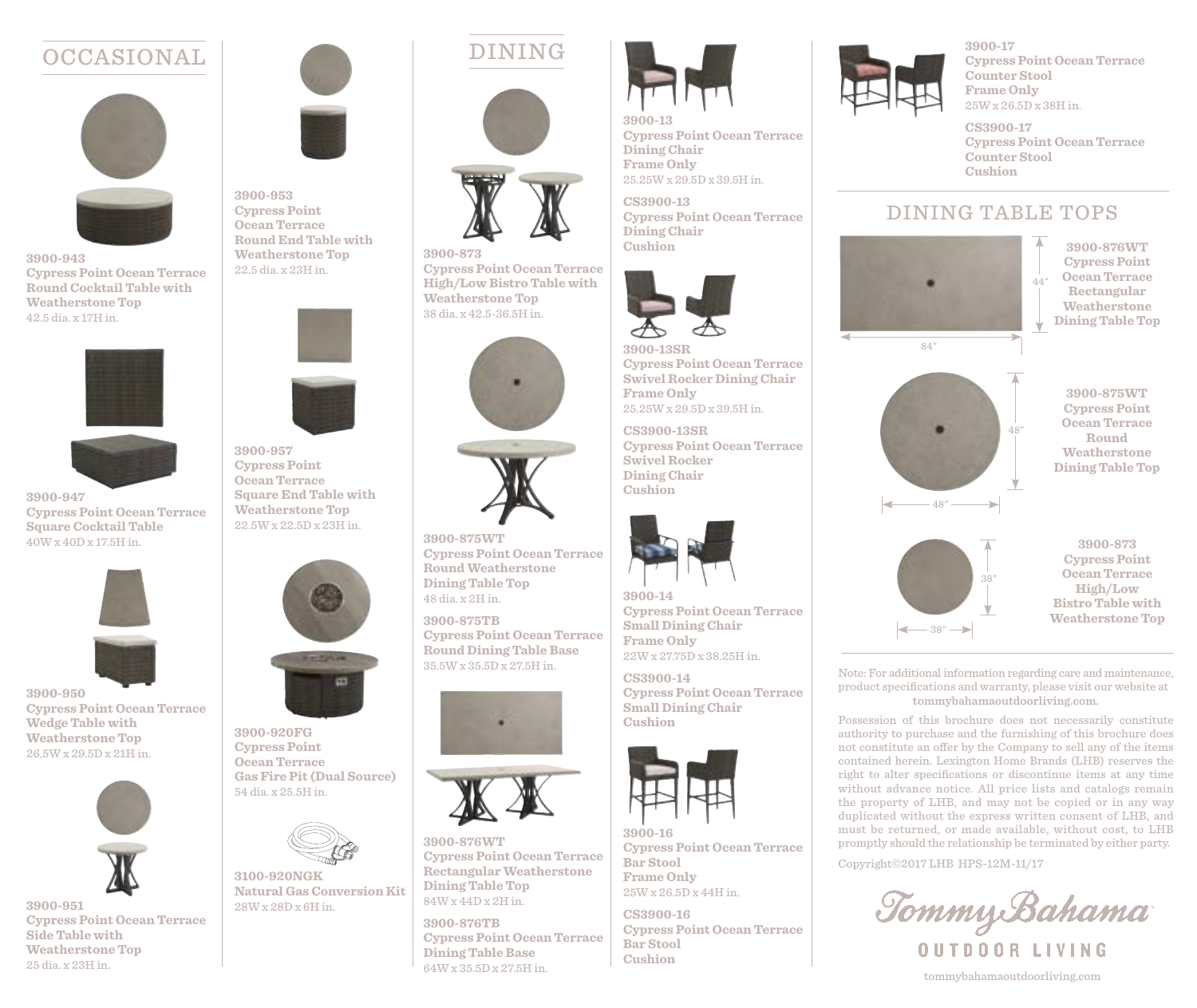## OCCASIONAL

**3900-943**
**Cypress Point Ocean Terrace Round Cocktail Table with Weatherstone Top**
42.5 dia. x 17H in.

**3900-947**
**Cypress Point Ocean Terrace Square Cocktail Table**
40W x 40D x 17.5H in.

**3900-950**
**Cypress Point Ocean Terrace Wedge Table with Weatherstone Top**
26.5W x 29.5D x 21H in.

**3900-951**
**Cypress Point Ocean Terrace Side Table with Weatherstone Top**
25 dia. x 23H in.

**3900-953**
**Cypress Point Ocean Terrace Round End Table with Weatherstone Top**
22.5 dia. x 23H in.

**3900-957**
**Cypress Point Ocean Terrace Square End Table with Weatherstone Top**
22.5W x 22.5D x 23H in.

**3900-920FG**
**Cypress Point Ocean Terrace Gas Fire Pit (Dual Source)**
54 dia. x 25.5H in.

**3100-920NGK**
**Natural Gas Conversion Kit**
28W x 28D x 6H in.

## DINING

**3900-873**
**Cypress Point Ocean Terrace High/Low Bistro Table with Weatherstone Top**
38 dia. x 42.5-36.5H in.

**3900-875WT**
**Cypress Point Ocean Terrace Round Weatherstone Dining Table Top**
48 dia. x 2H in.

**3900-875TB**
**Cypress Point Ocean Terrace Round Dining Table Base**
35.5W x 35.5D x 27.5H in.

**3900-876WT**
**Cypress Point Ocean Terrace Rectangular Weatherstone Dining Table Top**
84W x 44D x 2H in.

**3900-876TB**
**Cypress Point Ocean Terrace Dining Table Base**
64W x 35.5D x 27.5H in.

**3900-13**
**Cypress Point Ocean Terrace Dining Chair Frame Only**
25.25W x 29.5D x 39.5H in.

**CS3900-13**
**Cypress Point Ocean Terrace Dining Chair Cushion**

**3900-13SR**
**Cypress Point Ocean Terrace Swivel Rocker Dining Chair Frame Only**
25.25W x 29.5D x 39.5H in.

**CS3900-13SR**
**Cypress Point Ocean Terrace Swivel Rocker Dining Chair Cushion**

**3900-14**
**Cypress Point Ocean Terrace Small Dining Chair Frame Only**
22W x 27.75D x 38.25H in.

**CS3900-14**
**Cypress Point Ocean Terrace Small Dining Chair Cushion**

**3900-16**
**Cypress Point Ocean Terrace Bar Stool Frame Only**
25W x 26.5D x 44H in.

**CS3900-16**
**Cypress Point Ocean Terrace Bar Stool Cushion**

**3900-17**
**Cypress Point Ocean Terrace Counter Stool Frame Only**
25W x 26.5D x 38H in.

**CS3900-17**
**Cypress Point Ocean Terrace Counter Stool Cushion**

## DINING TABLE TOPS

84″ x 44″

**3900-876WT**
**Cypress Point Ocean Terrace Rectangular Weatherstone Dining Table Top**

48″ x 48″

**3900-875WT**
**Cypress Point Ocean Terrace Round Weatherstone Dining Table Top**

38″ x 38″

**3900-873**
**Cypress Point Ocean Terrace High/Low Bistro Table with Weatherstone Top**

Note: For additional information regarding care and maintenance, product specifications and warranty, please visit our website at **tommybahamaoutdoorliving.com.**

Possession of this brochure does not necessarily constitute authority to purchase and the furnishing of this brochure does not constitute an offer by the Company to sell any of the items contained herein. Lexington Home Brands (LHB) reserves the right to alter specifications or discontinue items at any time without advance notice. All price lists and catalogs remain the property of LHB, and may not be copied or in any way duplicated without the express written consent of LHB, and must be returned, or made available, without cost, to LHB promptly should the relationship be terminated by either party.

Copyright©2017 LHB HPS-12M-11/17

Tommy Bahama
OUTDOOR LIVING

tommybahamaoutdoorliving.com